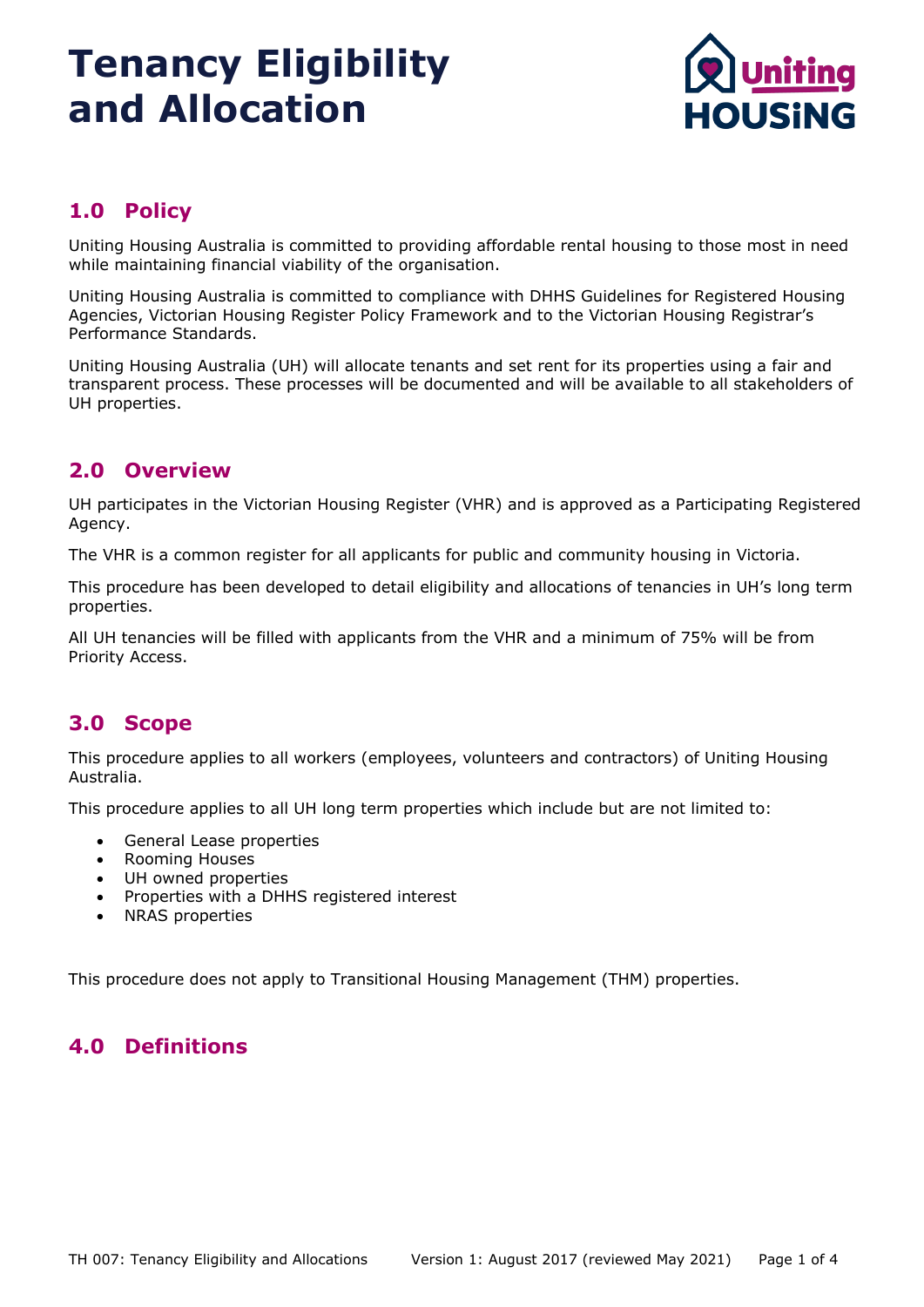# Tenancy Eligibility and Allocation

## 1.0 Policy

Uniting Housing Australia is committed to providing affordable rental housing to those most in need while maintaining financial viability of the organisation.

Uniting Housing Australia is committed to compliance with DHHS Guidelines for Registered Housing Agencies, Victorian Housing Register Policy Framework and to the Victorian Housing Registrar's Performance Standards.

Uniting Housing Australia (UH) will allocate tenants and set rent for its properties using a fair and transparent process. These processes will be documented and will be available to all stakeholders of UH properties.

## 2.0 Overview

UH participates in the Victorian Housing Register (VHR) and is approved as a Participating Registered Agency.

The VHR is a common register for all applicants for public and community housing in Victoria.

This procedure has been developed to detail eligibility and allocations of tenancies in UH's long term properties.

All UH tenancies will be filled with applicants from the VHR and a minimum of 75% will be from Priority Access.

## 3.0 Scope

This procedure applies to all workers (employees, volunteers and contractors) of Uniting Housing Australia.

This procedure applies to all UH long term properties which include but are not limited to:

- General Lease properties
- Rooming Houses
- UH owned properties
- Properties with a DHHS registered interest
- NRAS properties

This procedure does not apply to Transitional Housing Management (THM) properties.

## 4.0 Definitions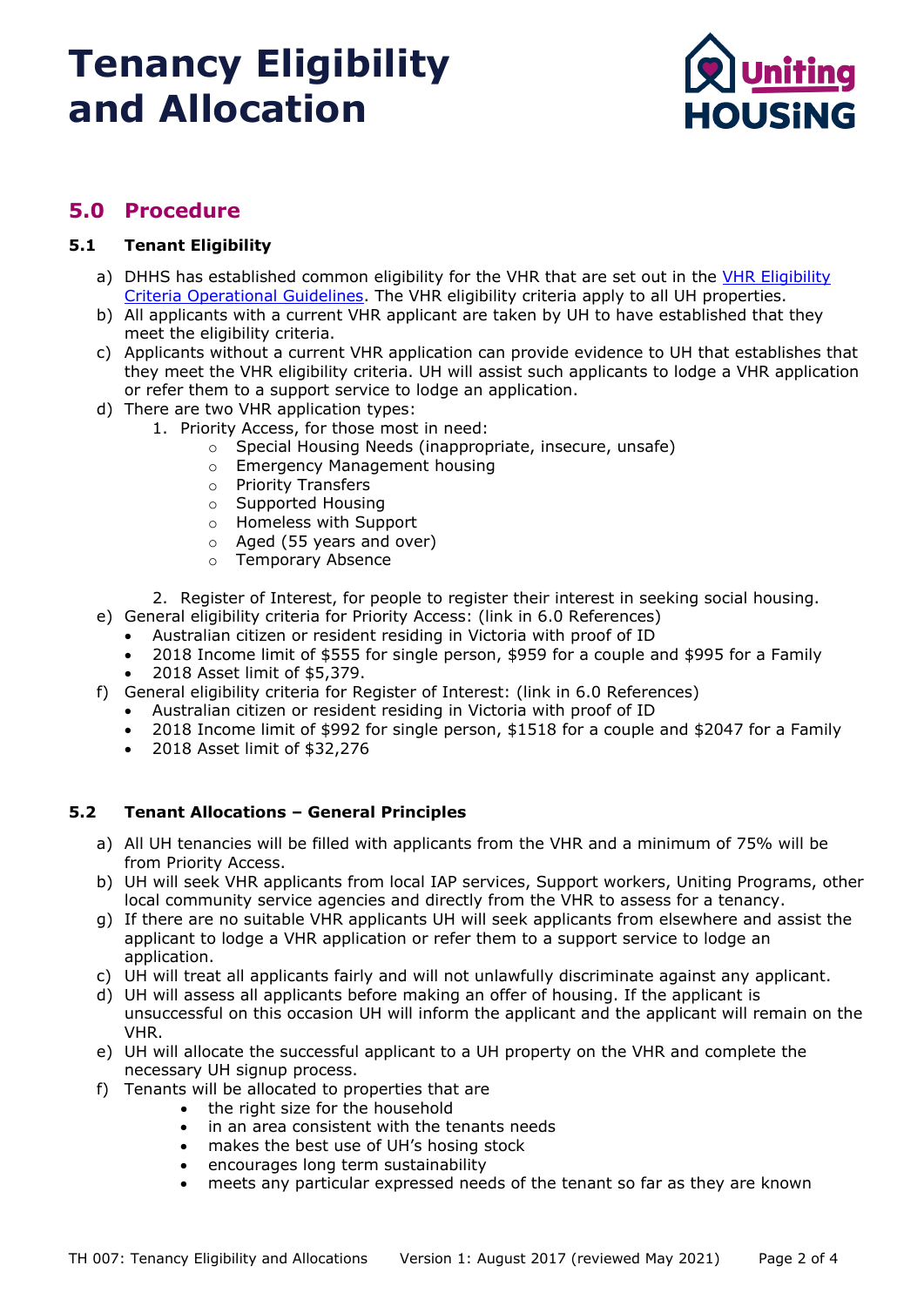# Tenancy Eligibility and Allocation

## 5.0 Procedure

### 5.1 Tenant Eligibility

a) DHHS has established common eligibility for the VHR that are set out in the [VHR Eligibility Criteria Operational Guidelines](). The VHR eligibility criteria apply to all UH properties.
b) All applicants with a current VHR applicant are taken by UH to have established that they meet the eligibility criteria.
c) Applicants without a current VHR application can provide evidence to UH that establishes that they meet the VHR eligibility criteria. UH will assist such applicants to lodge a VHR application or refer them to a support service to lodge an application.
d) There are two VHR application types:
   1. Priority Access, for those most in need:
      - Special Housing Needs (inappropriate, insecure, unsafe)
      - Emergency Management housing
      - Priority Transfers
      - Supported Housing
      - Homeless with Support
      - Aged (55 years and over)
      - Temporary Absence

   2. Register of Interest, for people to register their interest in seeking social housing.
e) General eligibility criteria for Priority Access: (link in 6.0 References)
   - Australian citizen or resident residing in Victoria with proof of ID
   - 2018 Income limit of $555 for single person, $959 for a couple and $995 for a Family
   - 2018 Asset limit of $5,379.
f) General eligibility criteria for Register of Interest: (link in 6.0 References)
   - Australian citizen or resident residing in Victoria with proof of ID
   - 2018 Income limit of $992 for single person, $1518 for a couple and $2047 for a Family
   - 2018 Asset limit of $32,276

### 5.2 Tenant Allocations – General Principles

a) All UH tenancies will be filled with applicants from the VHR and a minimum of 75% will be from Priority Access.
b) UH will seek VHR applicants from local IAP services, Support workers, Uniting Programs, other local community service agencies and directly from the VHR to assess for a tenancy.
g) If there are no suitable VHR applicants UH will seek applicants from elsewhere and assist the applicant to lodge a VHR application or refer them to a support service to lodge an application.
c) UH will treat all applicants fairly and will not unlawfully discriminate against any applicant.
d) UH will assess all applicants before making an offer of housing. If the applicant is unsuccessful on this occasion UH will inform the applicant and the applicant will remain on the VHR.
e) UH will allocate the successful applicant to a UH property on the VHR and complete the necessary UH signup process.
f) Tenants will be allocated to properties that are
   - the right size for the household
   - in an area consistent with the tenants needs
   - makes the best use of UH's hosing stock
   - encourages long term sustainability
   - meets any particular expressed needs of the tenant so far as they are known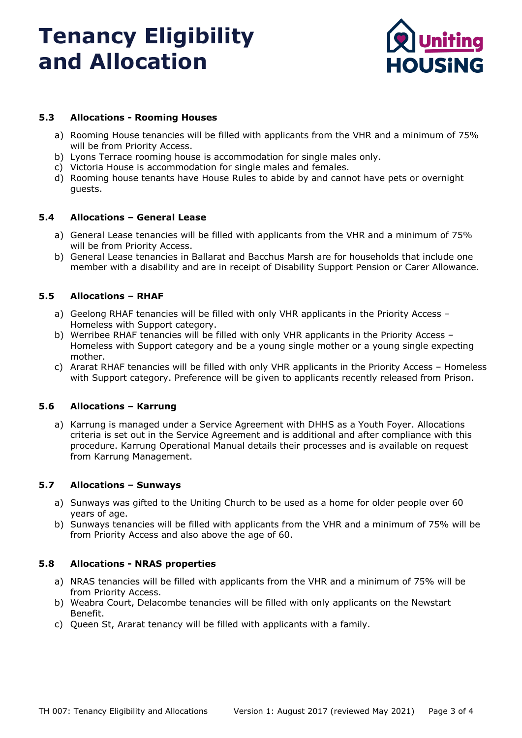### 5.3 Allocations - Rooming Houses

a) Rooming House tenancies will be filled with applicants from the VHR and a minimum of 75% will be from Priority Access.
b) Lyons Terrace rooming house is accommodation for single males only.
c) Victoria House is accommodation for single males and females.
d) Rooming house tenants have House Rules to abide by and cannot have pets or overnight guests.

### 5.4 Allocations – General Lease

a) General Lease tenancies will be filled with applicants from the VHR and a minimum of 75% will be from Priority Access.
b) General Lease tenancies in Ballarat and Bacchus Marsh are for households that include one member with a disability and are in receipt of Disability Support Pension or Carer Allowance.

### 5.5 Allocations – RHAF

a) Geelong RHAF tenancies will be filled with only VHR applicants in the Priority Access – Homeless with Support category.
b) Werribee RHAF tenancies will be filled with only VHR applicants in the Priority Access – Homeless with Support category and be a young single mother or a young single expecting mother.
c) Ararat RHAF tenancies will be filled with only VHR applicants in the Priority Access – Homeless with Support category. Preference will be given to applicants recently released from Prison.

### 5.6 Allocations – Karrung

a) Karrung is managed under a Service Agreement with DHHS as a Youth Foyer. Allocations criteria is set out in the Service Agreement and is additional and after compliance with this procedure. Karrung Operational Manual details their processes and is available on request from Karrung Management.

### 5.7 Allocations – Sunways

a) Sunways was gifted to the Uniting Church to be used as a home for older people over 60 years of age.
b) Sunways tenancies will be filled with applicants from the VHR and a minimum of 75% will be from Priority Access and also above the age of 60.

### 5.8 Allocations - NRAS properties

a) NRAS tenancies will be filled with applicants from the VHR and a minimum of 75% will be from Priority Access.
b) Weabra Court, Delacombe tenancies will be filled with only applicants on the Newstart Benefit.
c) Queen St, Ararat tenancy will be filled with applicants with a family.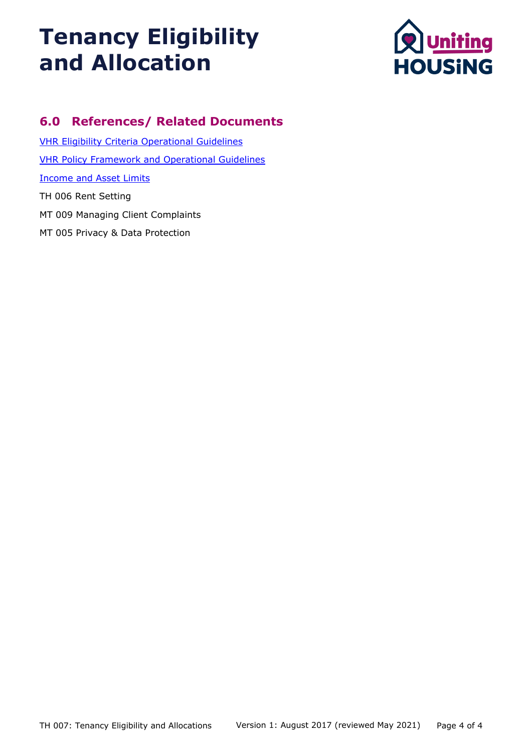## 6.0 References/ Related Documents

VHR Eligibility Criteria Operational Guidelines

VHR Policy Framework and Operational Guidelines

Income and Asset Limits

TH 006 Rent Setting

MT 009 Managing Client Complaints

MT 005 Privacy & Data Protection